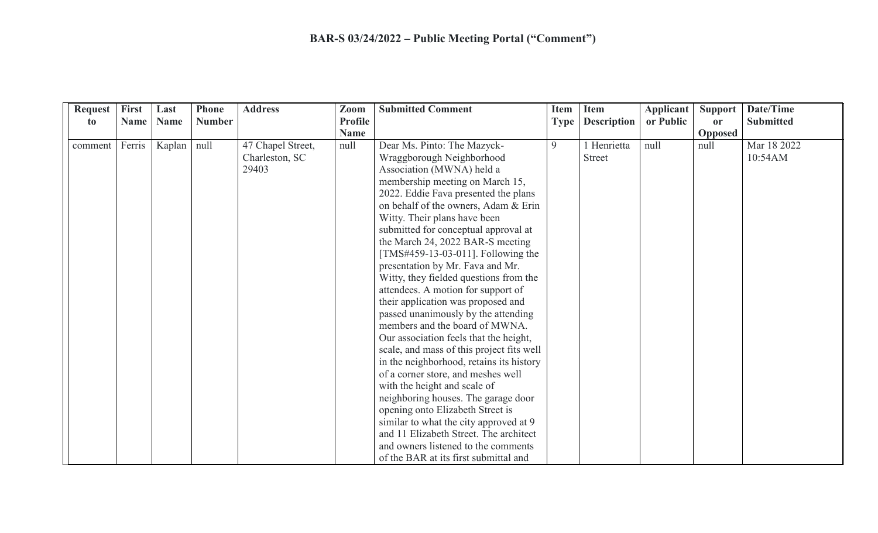# BAR-S 03/24/2022 – Public Meeting Portal ("Comment")

| Request to | First Name | Last Name | Phone Number | Address | Zoom Profile Name | Submitted Comment | Item Type | Item Description | Applicant or Public | Support or Opposed | Date/Time Submitted |
|---|---|---|---|---|---|---|---|---|---|---|---|
| comment | Ferris | Kaplan | null | 47 Chapel Street, Charleston, SC 29403 | null | Dear Ms. Pinto: The Mazyck-Wraggborough Neighborhood Association (MWNA) held a membership meeting on March 15, 2022. Eddie Fava presented the plans on behalf of the owners, Adam & Erin Witty. Their plans have been submitted for conceptual approval at the March 24, 2022 BAR-S meeting [TMS#459-13-03-011]. Following the presentation by Mr. Fava and Mr. Witty, they fielded questions from the attendees. A motion for support of their application was proposed and passed unanimously by the attending members and the board of MWNA. Our association feels that the height, scale, and mass of this project fits well in the neighborhood, retains its history of a corner store, and meshes well with the height and scale of neighboring houses. The garage door opening onto Elizabeth Street is similar to what the city approved at 9 and 11 Elizabeth Street. The architect and owners listened to the comments of the BAR at its first submittal and | 9 | 1 Henrietta Street | null | null | Mar 18 2022 10:54AM |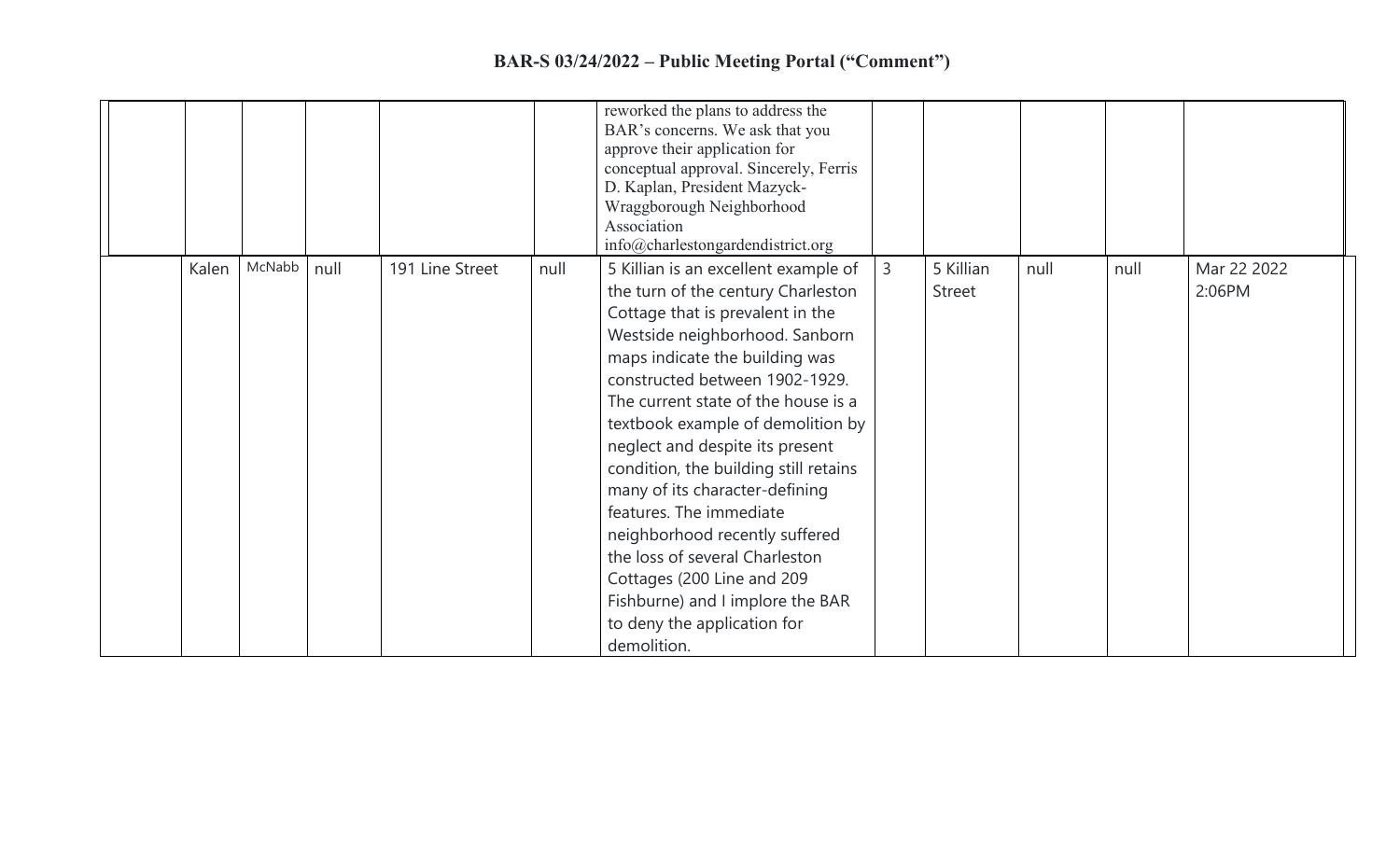# BAR-S 03/24/2022 – Public Meeting Portal ("Comment")

| | | | | | | | | | | | |
|---|---|---|---|---|---|---|---|---|---|---|---|
| | | | | | | reworked the plans to address the BAR's concerns. We ask that you approve their application for conceptual approval. Sincerely, Ferris D. Kaplan, President Mazyck-Wraggborough Neighborhood Association info@charlestongardendistrict.org | | | | | |
| | Kalen | McNabb | null | 191 Line Street | null | 5 Killian is an excellent example of the turn of the century Charleston Cottage that is prevalent in the Westside neighborhood. Sanborn maps indicate the building was constructed between 1902-1929. The current state of the house is a textbook example of demolition by neglect and despite its present condition, the building still retains many of its character-defining features. The immediate neighborhood recently suffered the loss of several Charleston Cottages (200 Line and 209 Fishburne) and I implore the BAR to deny the application for demolition. | 3 | 5 Killian Street | null | null | Mar 22 2022 2:06PM |